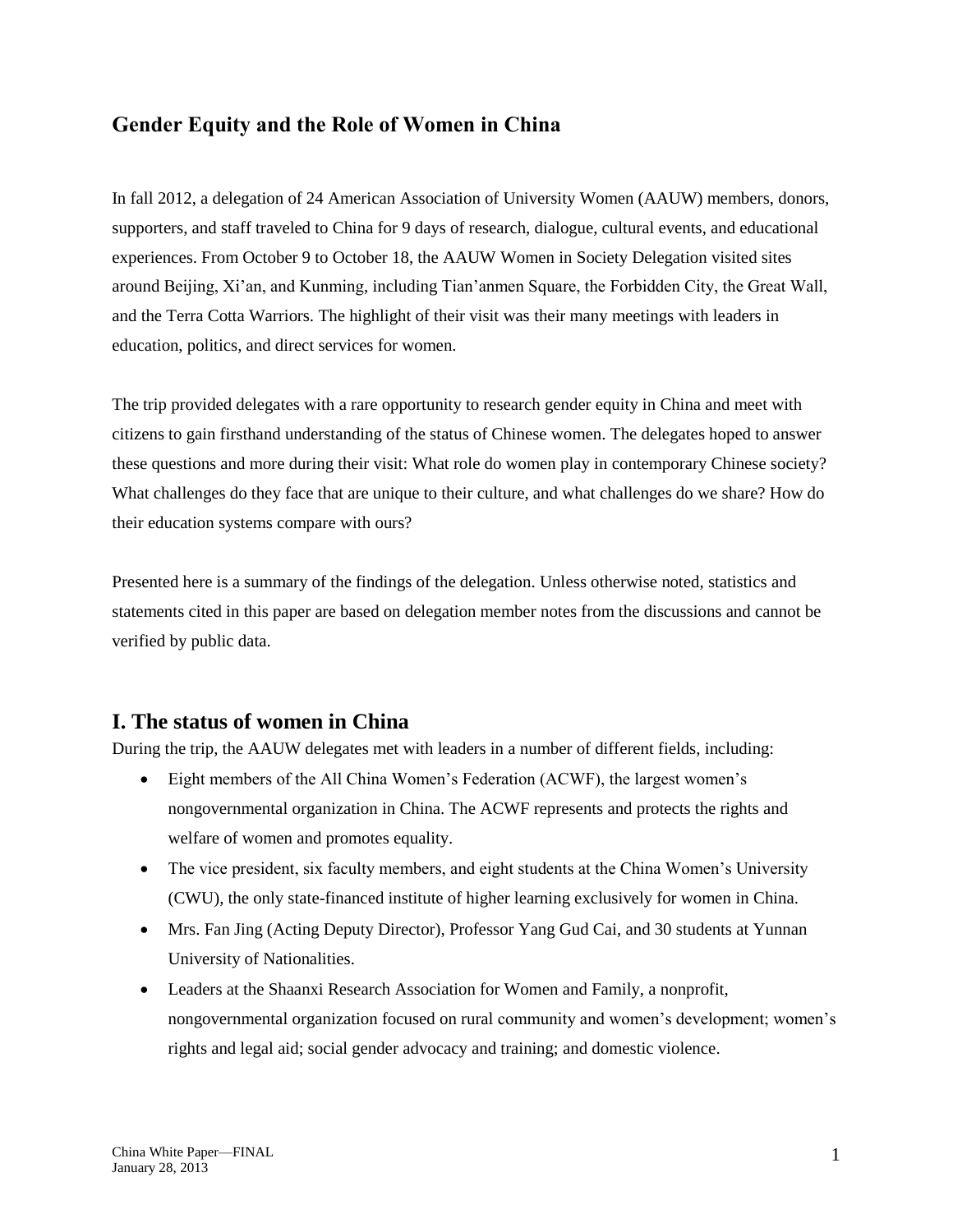## Gender Equity and the Role of Women in China

In fall 2012, a delegation of 24 American Association of University Women (AAUW) members, donors, supporters, and staff traveled to China for 9 days of research, dialogue, cultural events, and educational experiences. From October 9 to October 18, the AAUW Women in Society Delegation visited sites around Beijing, Xi'an, and Kunming, including Tian'anmen Square, the Forbidden City, the Great Wall, and the Terra Cotta Warriors. The highlight of their visit was their many meetings with leaders in education, politics, and direct services for women.

The trip provided delegates with a rare opportunity to research gender equity in China and meet with citizens to gain firsthand understanding of the status of Chinese women. The delegates hoped to answer these questions and more during their visit: What role do women play in contemporary Chinese society? What challenges do they face that are unique to their culture, and what challenges do we share? How do their education systems compare with ours?

Presented here is a summary of the findings of the delegation. Unless otherwise noted, statistics and statements cited in this paper are based on delegation member notes from the discussions and cannot be verified by public data.

# I. The status of women in China

During the trip, the AAUW delegates met with leaders in a number of different fields, including:

- Eight members of the All China Women's Federation (ACWF), the largest women's nongovernmental organization in China. The ACWF represents and protects the rights and welfare of women and promotes equality.
- The vice president, six faculty members, and eight students at the China Women's University (CWU), the only state-financed institute of higher learning exclusively for women in China.
- Mrs. Fan Jing (Acting Deputy Director), Professor Yang Gud Cai, and 30 students at Yunnan University of Nationalities.
- Leaders at the Shaanxi Research Association for Women and Family, a nonprofit, nongovernmental organization focused on rural community and women's development; women's rights and legal aid; social gender advocacy and training; and domestic violence.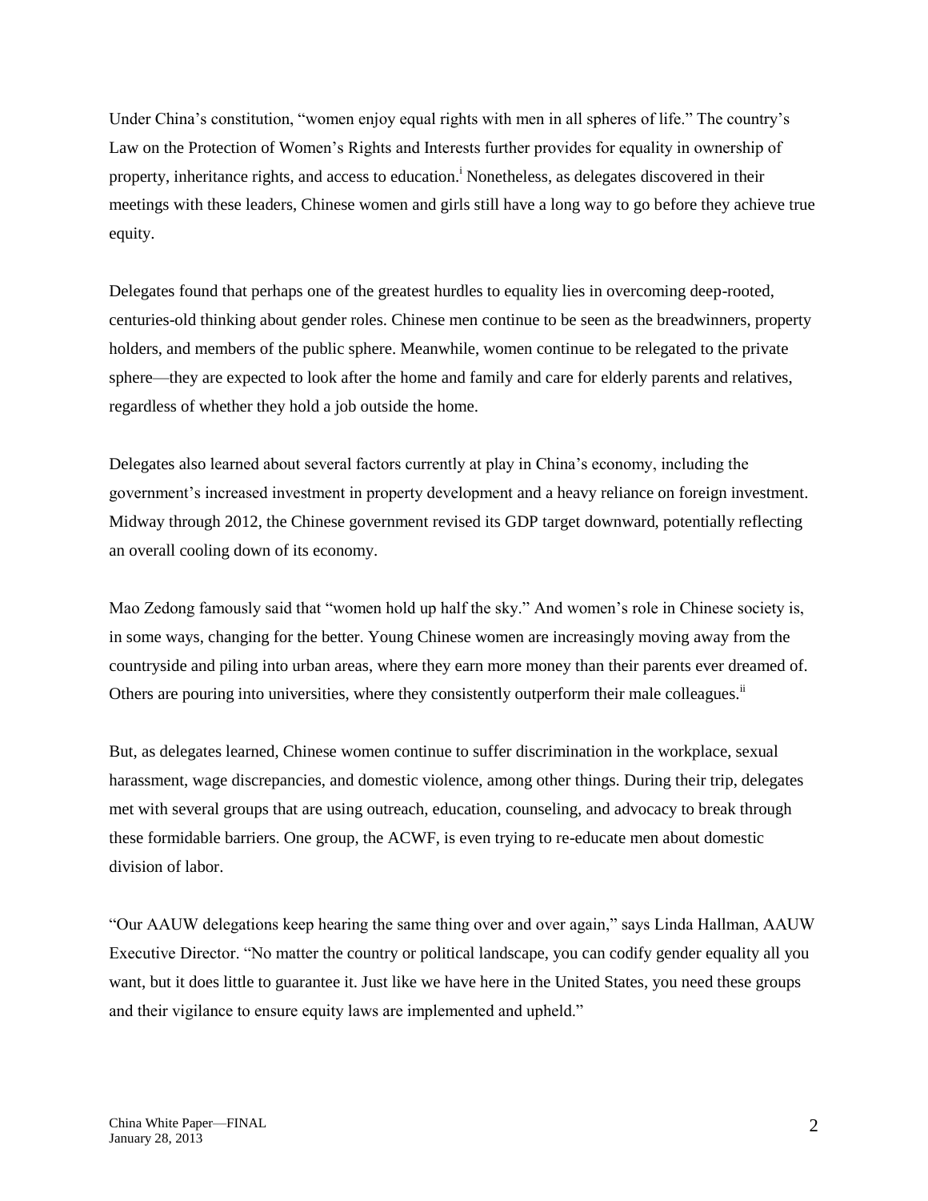Under China's constitution, "women enjoy equal rights with men in all spheres of life." The country's Law on the Protection of Women's Rights and Interests further provides for equality in ownership of property, inheritance rights, and access to education.[i] Nonetheless, as delegates discovered in their meetings with these leaders, Chinese women and girls still have a long way to go before they achieve true equity.

Delegates found that perhaps one of the greatest hurdles to equality lies in overcoming deep-rooted, centuries-old thinking about gender roles. Chinese men continue to be seen as the breadwinners, property holders, and members of the public sphere. Meanwhile, women continue to be relegated to the private sphere—they are expected to look after the home and family and care for elderly parents and relatives, regardless of whether they hold a job outside the home.

Delegates also learned about several factors currently at play in China's economy, including the government's increased investment in property development and a heavy reliance on foreign investment. Midway through 2012, the Chinese government revised its GDP target downward, potentially reflecting an overall cooling down of its economy.

Mao Zedong famously said that "women hold up half the sky." And women's role in Chinese society is, in some ways, changing for the better. Young Chinese women are increasingly moving away from the countryside and piling into urban areas, where they earn more money than their parents ever dreamed of. Others are pouring into universities, where they consistently outperform their male colleagues.[ii]

But, as delegates learned, Chinese women continue to suffer discrimination in the workplace, sexual harassment, wage discrepancies, and domestic violence, among other things. During their trip, delegates met with several groups that are using outreach, education, counseling, and advocacy to break through these formidable barriers. One group, the ACWF, is even trying to re-educate men about domestic division of labor.

"Our AAUW delegations keep hearing the same thing over and over again," says Linda Hallman, AAUW Executive Director. "No matter the country or political landscape, you can codify gender equality all you want, but it does little to guarantee it. Just like we have here in the United States, you need these groups and their vigilance to ensure equity laws are implemented and upheld."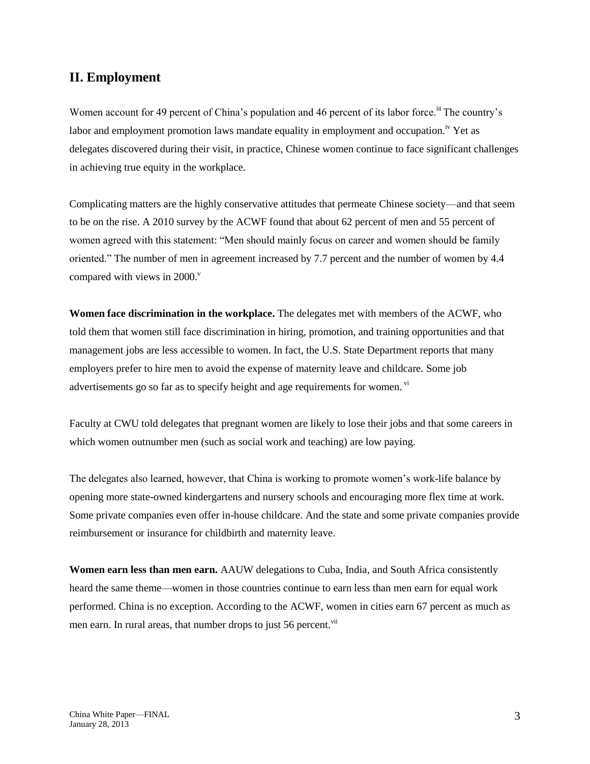## II. Employment

Women account for 49 percent of China's population and 46 percent of its labor force.[iii] The country's labor and employment promotion laws mandate equality in employment and occupation.[iv] Yet as delegates discovered during their visit, in practice, Chinese women continue to face significant challenges in achieving true equity in the workplace.

Complicating matters are the highly conservative attitudes that permeate Chinese society—and that seem to be on the rise. A 2010 survey by the ACWF found that about 62 percent of men and 55 percent of women agreed with this statement: "Men should mainly focus on career and women should be family oriented." The number of men in agreement increased by 7.7 percent and the number of women by 4.4 compared with views in 2000.[v]

**Women face discrimination in the workplace.** The delegates met with members of the ACWF, who told them that women still face discrimination in hiring, promotion, and training opportunities and that management jobs are less accessible to women. In fact, the U.S. State Department reports that many employers prefer to hire men to avoid the expense of maternity leave and childcare. Some job advertisements go so far as to specify height and age requirements for women.[vi]

Faculty at CWU told delegates that pregnant women are likely to lose their jobs and that some careers in which women outnumber men (such as social work and teaching) are low paying.

The delegates also learned, however, that China is working to promote women's work-life balance by opening more state-owned kindergartens and nursery schools and encouraging more flex time at work. Some private companies even offer in-house childcare. And the state and some private companies provide reimbursement or insurance for childbirth and maternity leave.

**Women earn less than men earn.** AAUW delegations to Cuba, India, and South Africa consistently heard the same theme—women in those countries continue to earn less than men earn for equal work performed. China is no exception. According to the ACWF, women in cities earn 67 percent as much as men earn. In rural areas, that number drops to just 56 percent.[vii]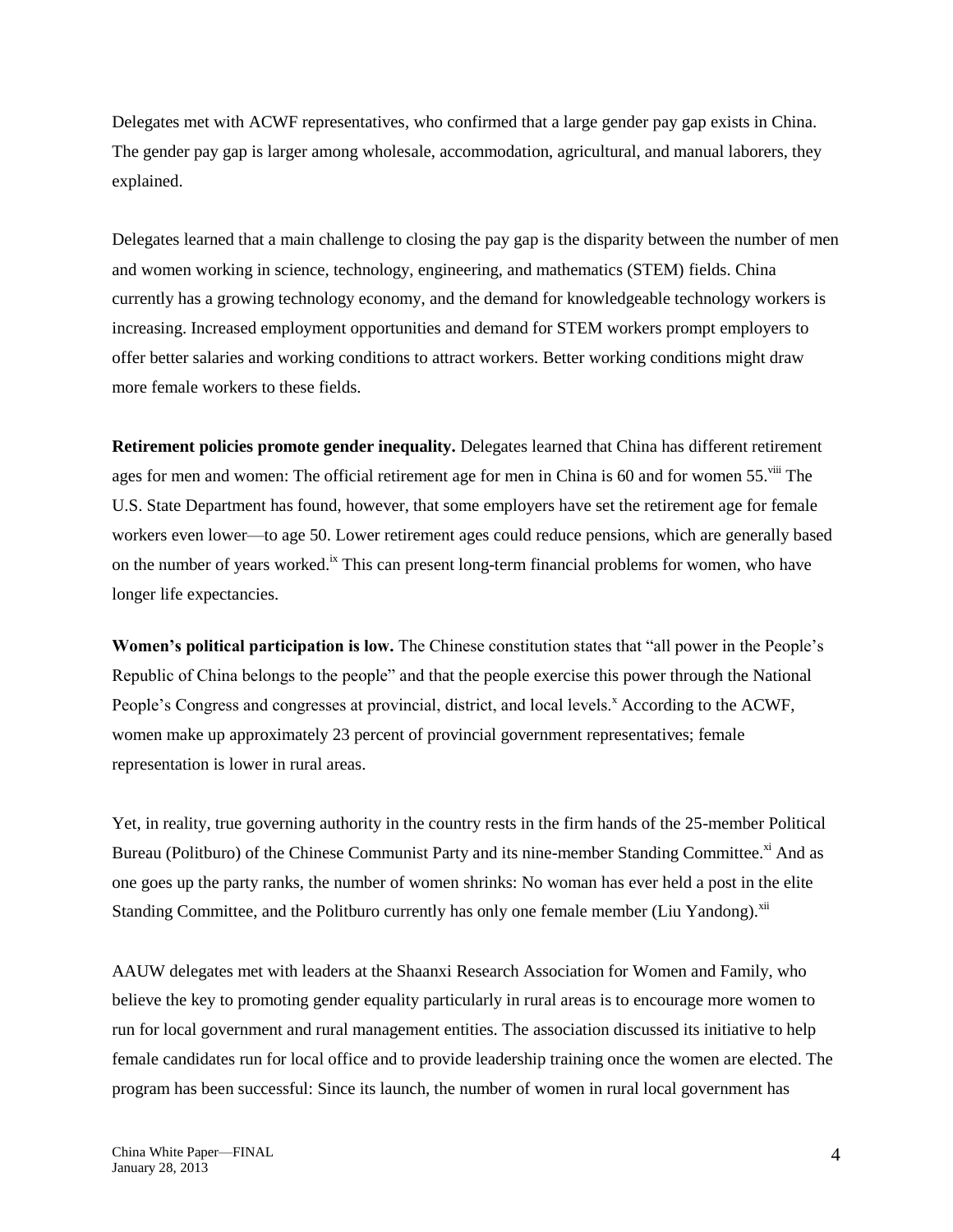Delegates met with ACWF representatives, who confirmed that a large gender pay gap exists in China. The gender pay gap is larger among wholesale, accommodation, agricultural, and manual laborers, they explained.

Delegates learned that a main challenge to closing the pay gap is the disparity between the number of men and women working in science, technology, engineering, and mathematics (STEM) fields. China currently has a growing technology economy, and the demand for knowledgeable technology workers is increasing. Increased employment opportunities and demand for STEM workers prompt employers to offer better salaries and working conditions to attract workers. Better working conditions might draw more female workers to these fields.

**Retirement policies promote gender inequality.** Delegates learned that China has different retirement ages for men and women: The official retirement age for men in China is 60 and for women 55.[viii] The U.S. State Department has found, however, that some employers have set the retirement age for female workers even lower—to age 50. Lower retirement ages could reduce pensions, which are generally based on the number of years worked.[ix] This can present long-term financial problems for women, who have longer life expectancies.

**Women's political participation is low.** The Chinese constitution states that "all power in the People's Republic of China belongs to the people" and that the people exercise this power through the National People's Congress and congresses at provincial, district, and local levels.[x] According to the ACWF, women make up approximately 23 percent of provincial government representatives; female representation is lower in rural areas.

Yet, in reality, true governing authority in the country rests in the firm hands of the 25-member Political Bureau (Politburo) of the Chinese Communist Party and its nine-member Standing Committee.[xi] And as one goes up the party ranks, the number of women shrinks: No woman has ever held a post in the elite Standing Committee, and the Politburo currently has only one female member (Liu Yandong).[xii]

AAUW delegates met with leaders at the Shaanxi Research Association for Women and Family, who believe the key to promoting gender equality particularly in rural areas is to encourage more women to run for local government and rural management entities. The association discussed its initiative to help female candidates run for local office and to provide leadership training once the women are elected. The program has been successful: Since its launch, the number of women in rural local government has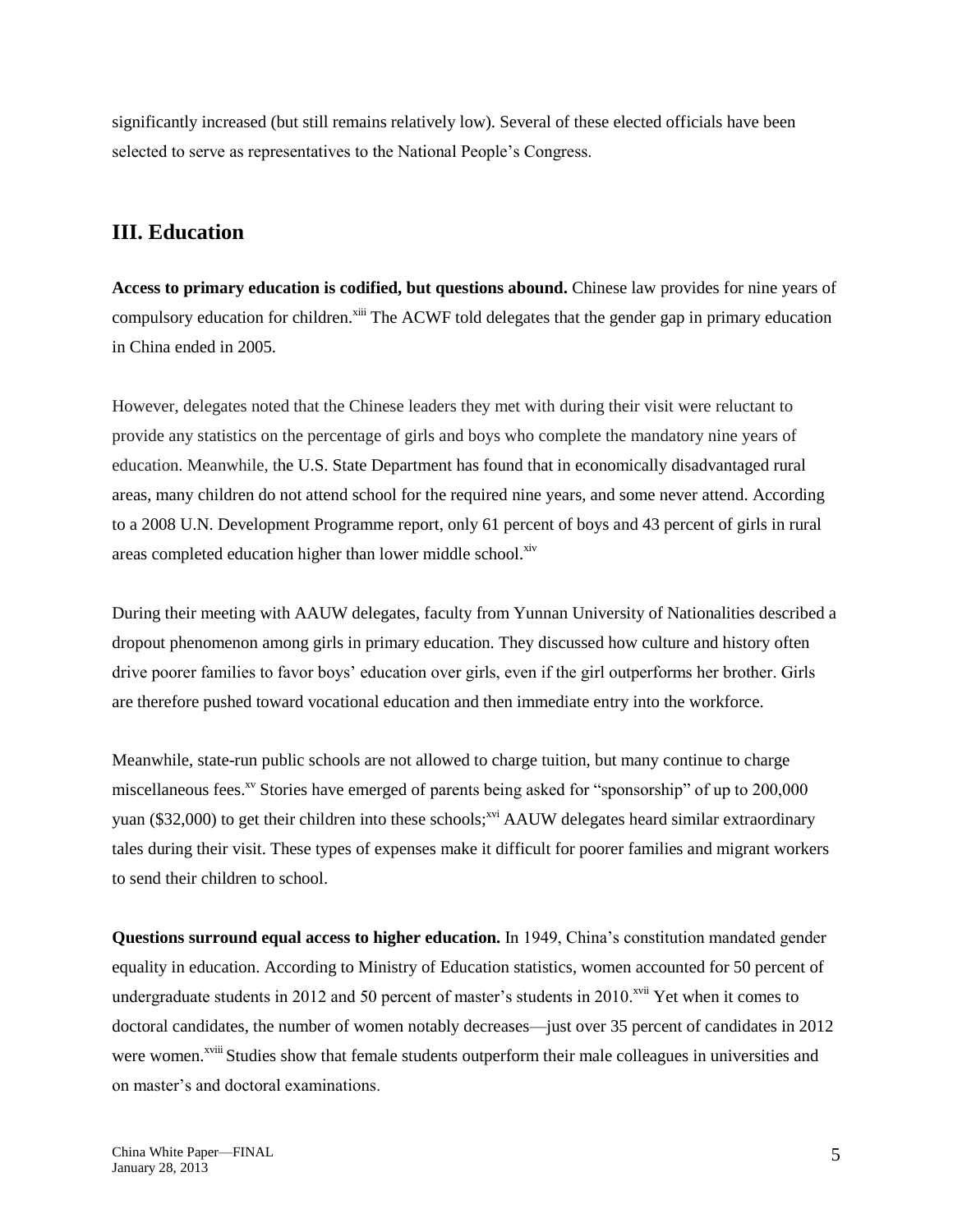significantly increased (but still remains relatively low). Several of these elected officials have been selected to serve as representatives to the National People's Congress.

## III. Education

**Access to primary education is codified, but questions abound.** Chinese law provides for nine years of compulsory education for children.[xiii] The ACWF told delegates that the gender gap in primary education in China ended in 2005.

However, delegates noted that the Chinese leaders they met with during their visit were reluctant to provide any statistics on the percentage of girls and boys who complete the mandatory nine years of education. Meanwhile, the U.S. State Department has found that in economically disadvantaged rural areas, many children do not attend school for the required nine years, and some never attend. According to a 2008 U.N. Development Programme report, only 61 percent of boys and 43 percent of girls in rural areas completed education higher than lower middle school.[xiv]

During their meeting with AAUW delegates, faculty from Yunnan University of Nationalities described a dropout phenomenon among girls in primary education. They discussed how culture and history often drive poorer families to favor boys' education over girls, even if the girl outperforms her brother. Girls are therefore pushed toward vocational education and then immediate entry into the workforce.

Meanwhile, state-run public schools are not allowed to charge tuition, but many continue to charge miscellaneous fees.[xv] Stories have emerged of parents being asked for "sponsorship" of up to 200,000 yuan ($32,000) to get their children into these schools;[xvi] AAUW delegates heard similar extraordinary tales during their visit. These types of expenses make it difficult for poorer families and migrant workers to send their children to school.

**Questions surround equal access to higher education.** In 1949, China's constitution mandated gender equality in education. According to Ministry of Education statistics, women accounted for 50 percent of undergraduate students in 2012 and 50 percent of master's students in 2010.[xvii] Yet when it comes to doctoral candidates, the number of women notably decreases—just over 35 percent of candidates in 2012 were women.[xviii] Studies show that female students outperform their male colleagues in universities and on master's and doctoral examinations.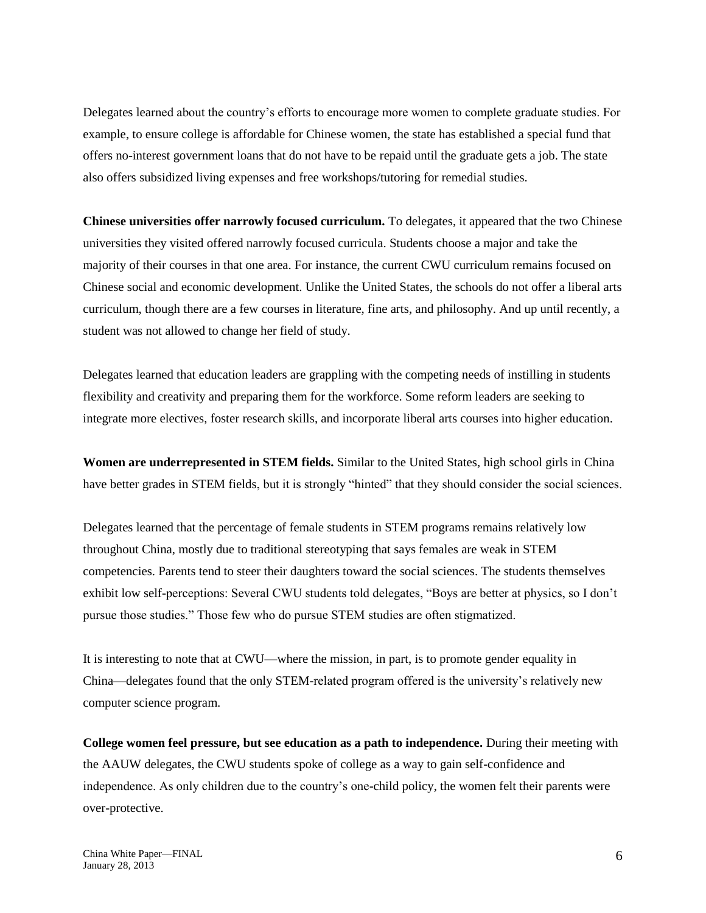Delegates learned about the country's efforts to encourage more women to complete graduate studies. For example, to ensure college is affordable for Chinese women, the state has established a special fund that offers no-interest government loans that do not have to be repaid until the graduate gets a job. The state also offers subsidized living expenses and free workshops/tutoring for remedial studies.

**Chinese universities offer narrowly focused curriculum.** To delegates, it appeared that the two Chinese universities they visited offered narrowly focused curricula. Students choose a major and take the majority of their courses in that one area. For instance, the current CWU curriculum remains focused on Chinese social and economic development. Unlike the United States, the schools do not offer a liberal arts curriculum, though there are a few courses in literature, fine arts, and philosophy. And up until recently, a student was not allowed to change her field of study.

Delegates learned that education leaders are grappling with the competing needs of instilling in students flexibility and creativity and preparing them for the workforce. Some reform leaders are seeking to integrate more electives, foster research skills, and incorporate liberal arts courses into higher education.

**Women are underrepresented in STEM fields.** Similar to the United States, high school girls in China have better grades in STEM fields, but it is strongly "hinted" that they should consider the social sciences.

Delegates learned that the percentage of female students in STEM programs remains relatively low throughout China, mostly due to traditional stereotyping that says females are weak in STEM competencies. Parents tend to steer their daughters toward the social sciences. The students themselves exhibit low self-perceptions: Several CWU students told delegates, "Boys are better at physics, so I don't pursue those studies." Those few who do pursue STEM studies are often stigmatized.

It is interesting to note that at CWU—where the mission, in part, is to promote gender equality in China—delegates found that the only STEM-related program offered is the university's relatively new computer science program.

**College women feel pressure, but see education as a path to independence.** During their meeting with the AAUW delegates, the CWU students spoke of college as a way to gain self-confidence and independence. As only children due to the country's one-child policy, the women felt their parents were over-protective.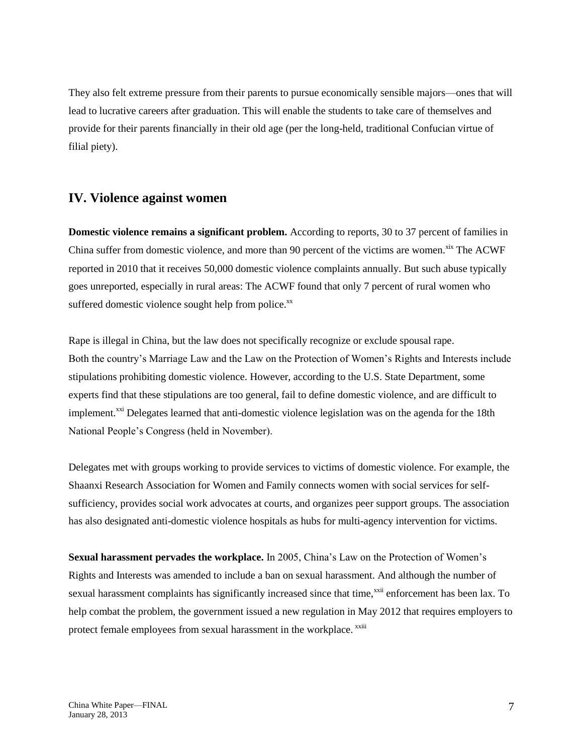They also felt extreme pressure from their parents to pursue economically sensible majors—ones that will lead to lucrative careers after graduation. This will enable the students to take care of themselves and provide for their parents financially in their old age (per the long-held, traditional Confucian virtue of filial piety).

## IV. Violence against women

**Domestic violence remains a significant problem.** According to reports, 30 to 37 percent of families in China suffer from domestic violence, and more than 90 percent of the victims are women.[xix] The ACWF reported in 2010 that it receives 50,000 domestic violence complaints annually. But such abuse typically goes unreported, especially in rural areas: The ACWF found that only 7 percent of rural women who suffered domestic violence sought help from police.[xx]

Rape is illegal in China, but the law does not specifically recognize or exclude spousal rape. Both the country's Marriage Law and the Law on the Protection of Women's Rights and Interests include stipulations prohibiting domestic violence. However, according to the U.S. State Department, some experts find that these stipulations are too general, fail to define domestic violence, and are difficult to implement.[xxi] Delegates learned that anti-domestic violence legislation was on the agenda for the 18th National People's Congress (held in November).

Delegates met with groups working to provide services to victims of domestic violence. For example, the Shaanxi Research Association for Women and Family connects women with social services for self-sufficiency, provides social work advocates at courts, and organizes peer support groups. The association has also designated anti-domestic violence hospitals as hubs for multi-agency intervention for victims.

**Sexual harassment pervades the workplace.** In 2005, China's Law on the Protection of Women's Rights and Interests was amended to include a ban on sexual harassment. And although the number of sexual harassment complaints has significantly increased since that time,[xxii] enforcement has been lax. To help combat the problem, the government issued a new regulation in May 2012 that requires employers to protect female employees from sexual harassment in the workplace.[xxiii]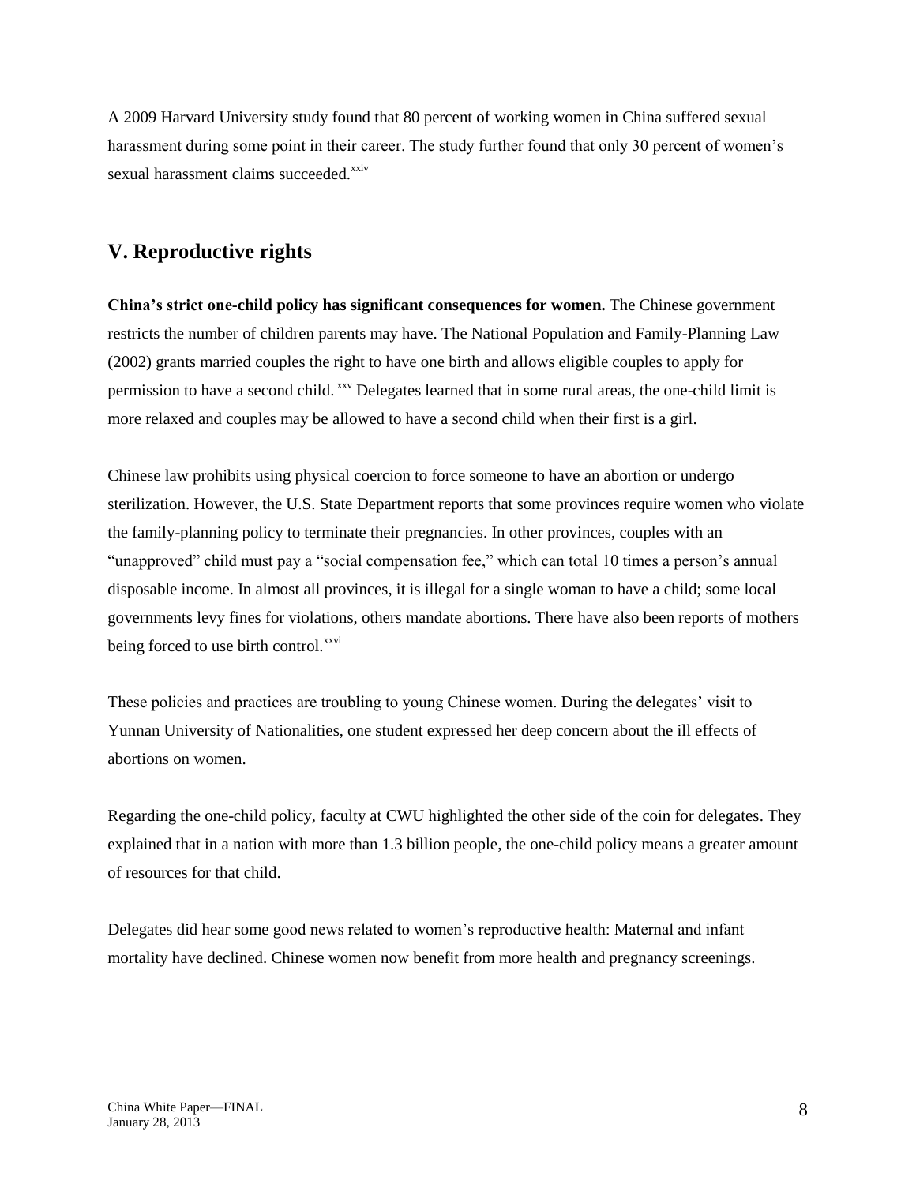A 2009 Harvard University study found that 80 percent of working women in China suffered sexual harassment during some point in their career. The study further found that only 30 percent of women's sexual harassment claims succeeded.[xxiv]

## V. Reproductive rights

**China's strict one-child policy has significant consequences for women.** The Chinese government restricts the number of children parents may have. The National Population and Family-Planning Law (2002) grants married couples the right to have one birth and allows eligible couples to apply for permission to have a second child.[xxv] Delegates learned that in some rural areas, the one-child limit is more relaxed and couples may be allowed to have a second child when their first is a girl.

Chinese law prohibits using physical coercion to force someone to have an abortion or undergo sterilization. However, the U.S. State Department reports that some provinces require women who violate the family-planning policy to terminate their pregnancies. In other provinces, couples with an "unapproved" child must pay a "social compensation fee," which can total 10 times a person's annual disposable income. In almost all provinces, it is illegal for a single woman to have a child; some local governments levy fines for violations, others mandate abortions. There have also been reports of mothers being forced to use birth control.[xxvi]

These policies and practices are troubling to young Chinese women. During the delegates' visit to Yunnan University of Nationalities, one student expressed her deep concern about the ill effects of abortions on women.

Regarding the one-child policy, faculty at CWU highlighted the other side of the coin for delegates. They explained that in a nation with more than 1.3 billion people, the one-child policy means a greater amount of resources for that child.

Delegates did hear some good news related to women's reproductive health: Maternal and infant mortality have declined. Chinese women now benefit from more health and pregnancy screenings.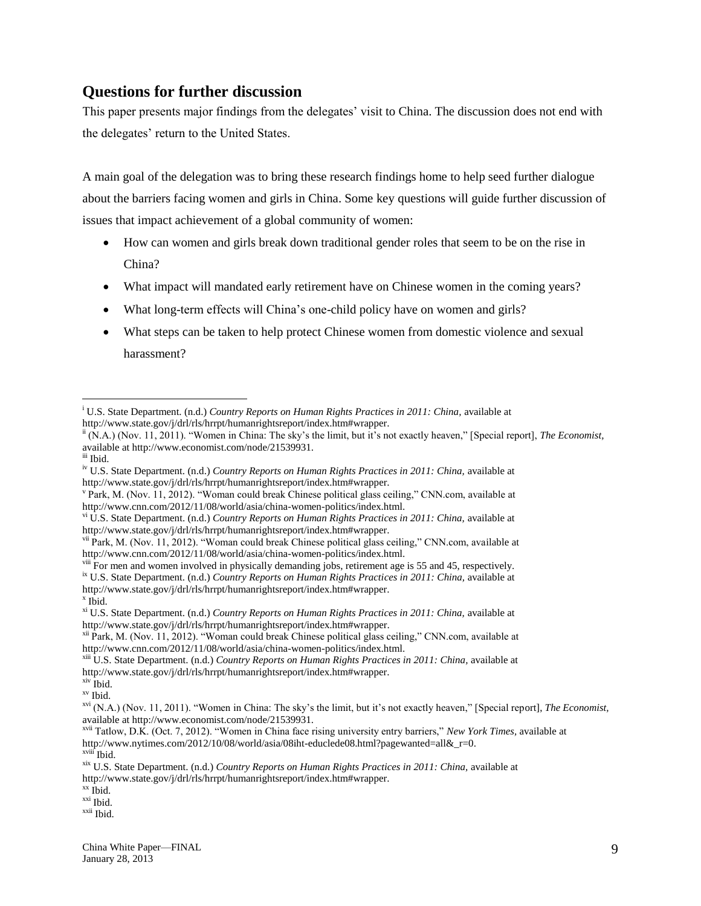## Questions for further discussion

This paper presents major findings from the delegates' visit to China. The discussion does not end with the delegates' return to the United States.

A main goal of the delegation was to bring these research findings home to help seed further dialogue about the barriers facing women and girls in China. Some key questions will guide further discussion of issues that impact achievement of a global community of women:

- How can women and girls break down traditional gender roles that seem to be on the rise in China?
- What impact will mandated early retirement have on Chinese women in the coming years?
- What long-term effects will China's one-child policy have on women and girls?
- What steps can be taken to help protect Chinese women from domestic violence and sexual harassment?

---

[i] U.S. State Department. (n.d.) *Country Reports on Human Rights Practices in 2011: China*, available at http://www.state.gov/j/drl/rls/hrrpt/humanrightsreport/index.htm#wrapper.

[ii] (N.A.) (Nov. 11, 2011). "Women in China: The sky's the limit, but it's not exactly heaven," [Special report], *The Economist*, available at http://www.economist.com/node/21539931.

[iii] Ibid.

[iv] U.S. State Department. (n.d.) *Country Reports on Human Rights Practices in 2011: China*, available at http://www.state.gov/j/drl/rls/hrrpt/humanrightsreport/index.htm#wrapper.

[v] Park, M. (Nov. 11, 2012). "Woman could break Chinese political glass ceiling," CNN.com, available at http://www.cnn.com/2012/11/08/world/asia/china-women-politics/index.html.

[vi] U.S. State Department. (n.d.) *Country Reports on Human Rights Practices in 2011: China*, available at http://www.state.gov/j/drl/rls/hrrpt/humanrightsreport/index.htm#wrapper.

[vii] Park, M. (Nov. 11, 2012). "Woman could break Chinese political glass ceiling," CNN.com, available at http://www.cnn.com/2012/11/08/world/asia/china-women-politics/index.html.

[viii] For men and women involved in physically demanding jobs, retirement age is 55 and 45, respectively.

[ix] U.S. State Department. (n.d.) *Country Reports on Human Rights Practices in 2011: China*, available at http://www.state.gov/j/drl/rls/hrrpt/humanrightsreport/index.htm#wrapper.

[x] Ibid.

[xi] U.S. State Department. (n.d.) *Country Reports on Human Rights Practices in 2011: China*, available at http://www.state.gov/j/drl/rls/hrrpt/humanrightsreport/index.htm#wrapper.

[xii] Park, M. (Nov. 11, 2012). "Woman could break Chinese political glass ceiling," CNN.com, available at http://www.cnn.com/2012/11/08/world/asia/china-women-politics/index.html.

[xiii] U.S. State Department. (n.d.) *Country Reports on Human Rights Practices in 2011: China*, available at http://www.state.gov/j/drl/rls/hrrpt/humanrightsreport/index.htm#wrapper.

[xiv] Ibid.

[xv] Ibid.

[xvi] (N.A.) (Nov. 11, 2011). "Women in China: The sky's the limit, but it's not exactly heaven," [Special report], *The Economist*, available at http://www.economist.com/node/21539931.

[xvii] Tatlow, D.K. (Oct. 7, 2012). "Women in China face rising university entry barriers," *New York Times*, available at http://www.nytimes.com/2012/10/08/world/asia/08iht-educlede08.html?pagewanted=all&_r=0.

[xviii] Ibid.

[xix] U.S. State Department. (n.d.) *Country Reports on Human Rights Practices in 2011: China*, available at http://www.state.gov/j/drl/rls/hrrpt/humanrightsreport/index.htm#wrapper.

[xx] Ibid.

[xxi] Ibid.

[xxii] Ibid.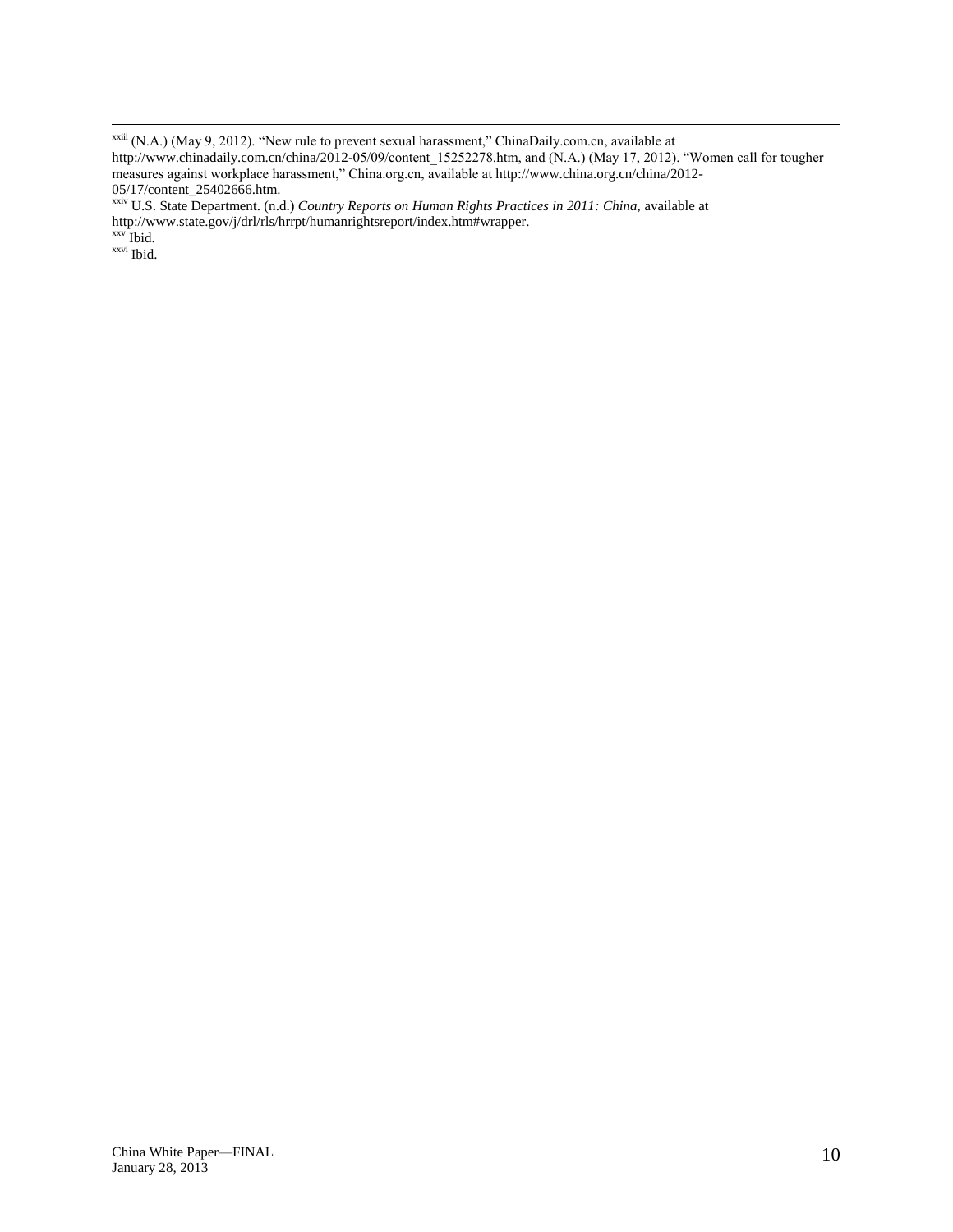[xxiii] (N.A.) (May 9, 2012). "New rule to prevent sexual harassment," ChinaDaily.com.cn, available at http://www.chinadaily.com.cn/china/2012-05/09/content_15252278.htm, and (N.A.) (May 17, 2012). "Women call for tougher measures against workplace harassment," China.org.cn, available at http://www.china.org.cn/china/2012-05/17/content_25402666.htm.

[xxiv] U.S. State Department. (n.d.) *Country Reports on Human Rights Practices in 2011: China,* available at http://www.state.gov/j/drl/rls/hrrpt/humanrightsreport/index.htm#wrapper.

[xxv] Ibid.

[xxvi] Ibid.